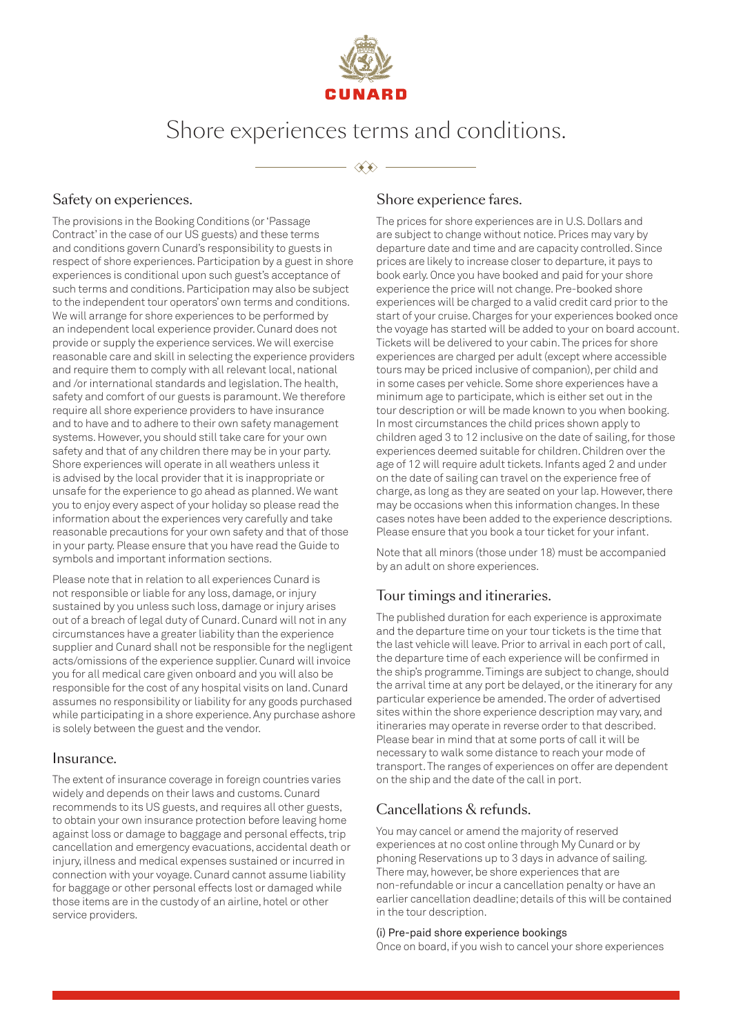CUNARD

# Shore experiences terms and conditions.

## Safety on experiences.

The provisions in the Booking Conditions (or 'Passage Contract' in the case of our US guests) and these terms and conditions govern Cunard's responsibility to guests in respect of shore experiences. Participation by a guest in shore experiences is conditional upon such guest's acceptance of such terms and conditions. Participation may also be subject to the independent tour operators' own terms and conditions. We will arrange for shore experiences to be performed by an independent local experience provider. Cunard does not provide or supply the experience services. We will exercise reasonable care and skill in selecting the experience providers and require them to comply with all relevant local, national and /or international standards and legislation. The health, safety and comfort of our guests is paramount. We therefore require all shore experience providers to have insurance and to have and to adhere to their own safety management systems. However, you should still take care for your own safety and that of any children there may be in your party. Shore experiences will operate in all weathers unless it is advised by the local provider that it is inappropriate or unsafe for the experience to go ahead as planned. We want you to enjoy every aspect of your holiday so please read the information about the experiences very carefully and take reasonable precautions for your own safety and that of those in your party. Please ensure that you have read the Guide to symbols and important information sections.

Please note that in relation to all experiences Cunard is not responsible or liable for any loss, damage, or injury sustained by you unless such loss, damage or injury arises out of a breach of legal duty of Cunard. Cunard will not in any circumstances have a greater liability than the experience supplier and Cunard shall not be responsible for the negligent acts/omissions of the experience supplier. Cunard will invoice you for all medical care given onboard and you will also be responsible for the cost of any hospital visits on land. Cunard assumes no responsibility or liability for any goods purchased while participating in a shore experience. Any purchase ashore is solely between the guest and the vendor.

## Insurance.

The extent of insurance coverage in foreign countries varies widely and depends on their laws and customs. Cunard recommends to its US guests, and requires all other guests, to obtain your own insurance protection before leaving home against loss or damage to baggage and personal effects, trip cancellation and emergency evacuations, accidental death or injury, illness and medical expenses sustained or incurred in connection with your voyage. Cunard cannot assume liability for baggage or other personal effects lost or damaged while those items are in the custody of an airline, hotel or other service providers.

## Shore experience fares.

The prices for shore experiences are in U.S. Dollars and are subject to change without notice. Prices may vary by departure date and time and are capacity controlled. Since prices are likely to increase closer to departure, it pays to book early. Once you have booked and paid for your shore experience the price will not change. Pre-booked shore experiences will be charged to a valid credit card prior to the start of your cruise. Charges for your experiences booked once the voyage has started will be added to your on board account. Tickets will be delivered to your cabin. The prices for shore experiences are charged per adult (except where accessible tours may be priced inclusive of companion), per child and in some cases per vehicle. Some shore experiences have a minimum age to participate, which is either set out in the tour description or will be made known to you when booking. In most circumstances the child prices shown apply to children aged 3 to 12 inclusive on the date of sailing, for those experiences deemed suitable for children. Children over the age of 12 will require adult tickets. Infants aged 2 and under on the date of sailing can travel on the experience free of charge, as long as they are seated on your lap. However, there may be occasions when this information changes. In these cases notes have been added to the experience descriptions. Please ensure that you book a tour ticket for your infant.

Note that all minors (those under 18) must be accompanied by an adult on shore experiences.

## Tour timings and itineraries.

The published duration for each experience is approximate and the departure time on your tour tickets is the time that the last vehicle will leave. Prior to arrival in each port of call, the departure time of each experience will be confirmed in the ship's programme. Timings are subject to change, should the arrival time at any port be delayed, or the itinerary for any particular experience be amended. The order of advertised sites within the shore experience description may vary, and itineraries may operate in reverse order to that described. Please bear in mind that at some ports of call it will be necessary to walk some distance to reach your mode of transport. The ranges of experiences on offer are dependent on the ship and the date of the call in port.

## Cancellations & refunds.

You may cancel or amend the majority of reserved experiences at no cost online through My Cunard or by phoning Reservations up to 3 days in advance of sailing. There may, however, be shore experiences that are non-refundable or incur a cancellation penalty or have an earlier cancellation deadline; details of this will be contained in the tour description.

(i) Pre-paid shore experience bookings

Once on board, if you wish to cancel your shore experiences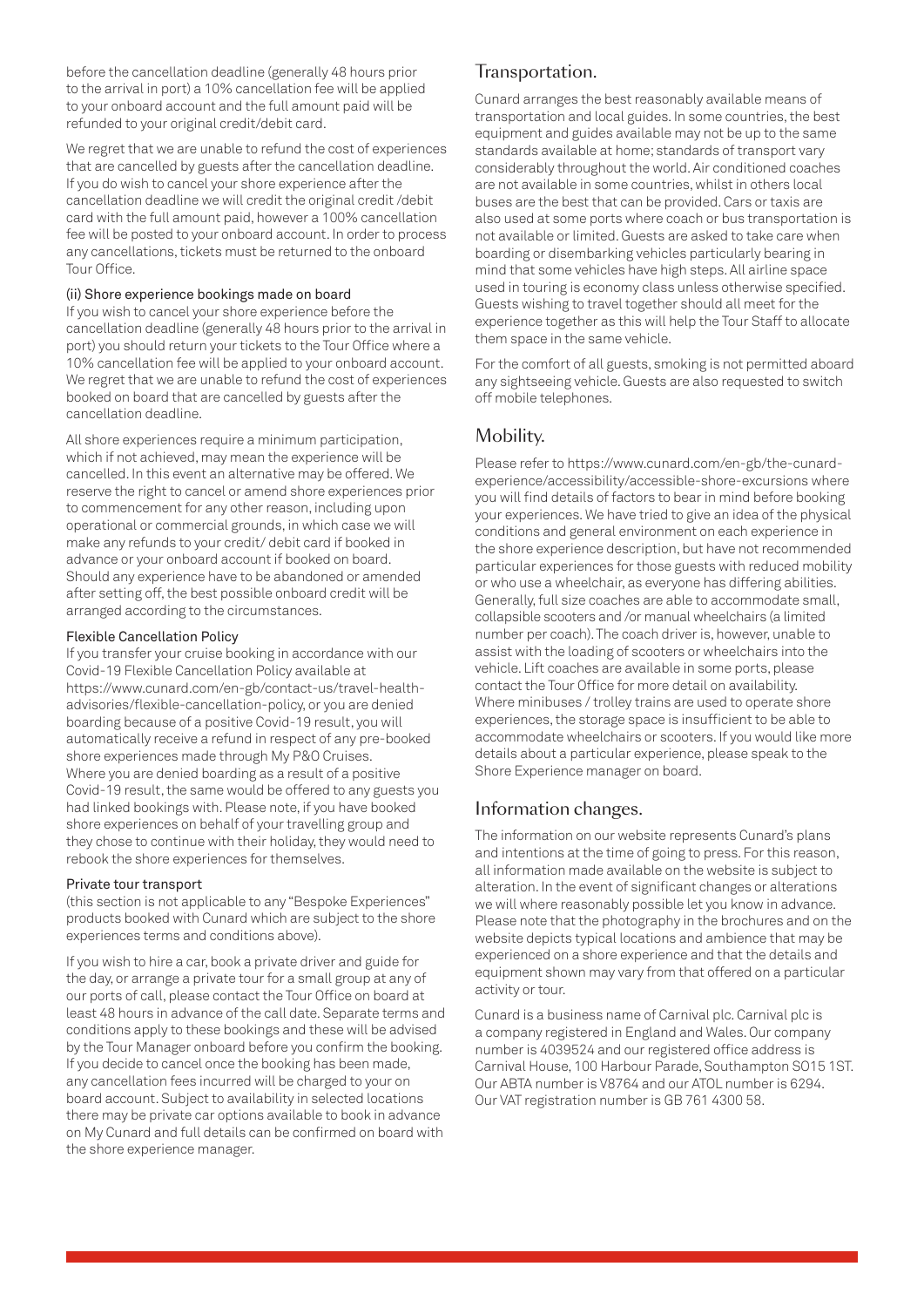before the cancellation deadline (generally 48 hours prior to the arrival in port) a 10% cancellation fee will be applied to your onboard account and the full amount paid will be refunded to your original credit/debit card.

We regret that we are unable to refund the cost of experiences that are cancelled by guests after the cancellation deadline. If you do wish to cancel your shore experience after the cancellation deadline we will credit the original credit /debit card with the full amount paid, however a 100% cancellation fee will be posted to your onboard account. In order to process any cancellations, tickets must be returned to the onboard Tour Office.

#### (ii) Shore experience bookings made on board

If you wish to cancel your shore experience before the cancellation deadline (generally 48 hours prior to the arrival in port) you should return your tickets to the Tour Office where a 10% cancellation fee will be applied to your onboard account. We regret that we are unable to refund the cost of experiences booked on board that are cancelled by guests after the cancellation deadline.

All shore experiences require a minimum participation, which if not achieved, may mean the experience will be cancelled. In this event an alternative may be offered. We reserve the right to cancel or amend shore experiences prior to commencement for any other reason, including upon operational or commercial grounds, in which case we will make any refunds to your credit/ debit card if booked in advance or your onboard account if booked on board. Should any experience have to be abandoned or amended after setting off, the best possible onboard credit will be arranged according to the circumstances.

#### Flexible Cancellation Policy

If you transfer your cruise booking in accordance with our Covid-19 Flexible Cancellation Policy available at https://www.cunard.com/en-gb/contact-us/travel-health-advisories/flexible-cancellation-policy, or you are denied boarding because of a positive Covid-19 result, you will automatically receive a refund in respect of any pre-booked shore experiences made through My P&O Cruises. Where you are denied boarding as a result of a positive Covid-19 result, the same would be offered to any guests you had linked bookings with. Please note, if you have booked shore experiences on behalf of your travelling group and they chose to continue with their holiday, they would need to rebook the shore experiences for themselves.

#### Private tour transport

(this section is not applicable to any "Bespoke Experiences" products booked with Cunard which are subject to the shore experiences terms and conditions above).

If you wish to hire a car, book a private driver and guide for the day, or arrange a private tour for a small group at any of our ports of call, please contact the Tour Office on board at least 48 hours in advance of the call date. Separate terms and conditions apply to these bookings and these will be advised by the Tour Manager onboard before you confirm the booking. If you decide to cancel once the booking has been made, any cancellation fees incurred will be charged to your on board account. Subject to availability in selected locations there may be private car options available to book in advance on My Cunard and full details can be confirmed on board with the shore experience manager.

## Transportation.

Cunard arranges the best reasonably available means of transportation and local guides. In some countries, the best equipment and guides available may not be up to the same standards available at home; standards of transport vary considerably throughout the world. Air conditioned coaches are not available in some countries, whilst in others local buses are the best that can be provided. Cars or taxis are also used at some ports where coach or bus transportation is not available or limited. Guests are asked to take care when boarding or disembarking vehicles particularly bearing in mind that some vehicles have high steps. All airline space used in touring is economy class unless otherwise specified. Guests wishing to travel together should all meet for the experience together as this will help the Tour Staff to allocate them space in the same vehicle.

For the comfort of all guests, smoking is not permitted aboard any sightseeing vehicle. Guests are also requested to switch off mobile telephones.

## Mobility.

Please refer to https://www.cunard.com/en-gb/the-cunard-experience/accessibility/accessible-shore-excursions where you will find details of factors to bear in mind before booking your experiences. We have tried to give an idea of the physical conditions and general environment on each experience in the shore experience description, but have not recommended particular experiences for those guests with reduced mobility or who use a wheelchair, as everyone has differing abilities. Generally, full size coaches are able to accommodate small, collapsible scooters and /or manual wheelchairs (a limited number per coach). The coach driver is, however, unable to assist with the loading of scooters or wheelchairs into the vehicle. Lift coaches are available in some ports, please contact the Tour Office for more detail on availability. Where minibuses / trolley trains are used to operate shore experiences, the storage space is insufficient to be able to accommodate wheelchairs or scooters. If you would like more details about a particular experience, please speak to the Shore Experience manager on board.

## Information changes.

The information on our website represents Cunard's plans and intentions at the time of going to press. For this reason, all information made available on the website is subject to alteration. In the event of significant changes or alterations we will where reasonably possible let you know in advance. Please note that the photography in the brochures and on the website depicts typical locations and ambience that may be experienced on a shore experience and that the details and equipment shown may vary from that offered on a particular activity or tour.

Cunard is a business name of Carnival plc. Carnival plc is a company registered in England and Wales. Our company number is 4039524 and our registered office address is Carnival House, 100 Harbour Parade, Southampton SO15 1ST. Our ABTA number is V8764 and our ATOL number is 6294. Our VAT registration number is GB 761 4300 58.